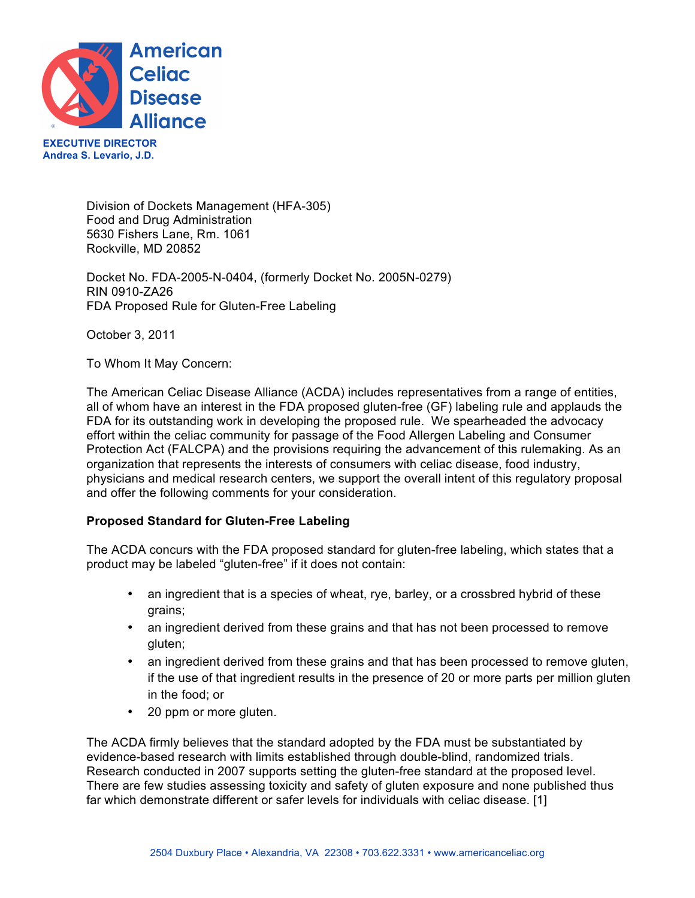American Celiac Disease Alliance

**EXECUTIVE DIRECTOR**
**Andrea S. Levario, J.D.**

Division of Dockets Management (HFA-305)
Food and Drug Administration
5630 Fishers Lane, Rm. 1061
Rockville, MD 20852

Docket No. FDA-2005-N-0404, (formerly Docket No. 2005N-0279)
RIN 0910-ZA26
FDA Proposed Rule for Gluten-Free Labeling

October 3, 2011

To Whom It May Concern:

The American Celiac Disease Alliance (ACDA) includes representatives from a range of entities, all of whom have an interest in the FDA proposed gluten-free (GF) labeling rule and applauds the FDA for its outstanding work in developing the proposed rule. We spearheaded the advocacy effort within the celiac community for passage of the Food Allergen Labeling and Consumer Protection Act (FALCPA) and the provisions requiring the advancement of this rulemaking. As an organization that represents the interests of consumers with celiac disease, food industry, physicians and medical research centers, we support the overall intent of this regulatory proposal and offer the following comments for your consideration.

**Proposed Standard for Gluten-Free Labeling**

The ACDA concurs with the FDA proposed standard for gluten-free labeling, which states that a product may be labeled "gluten-free" if it does not contain:

- an ingredient that is a species of wheat, rye, barley, or a crossbred hybrid of these grains;
- an ingredient derived from these grains and that has not been processed to remove gluten;
- an ingredient derived from these grains and that has been processed to remove gluten, if the use of that ingredient results in the presence of 20 or more parts per million gluten in the food; or
- 20 ppm or more gluten.

The ACDA firmly believes that the standard adopted by the FDA must be substantiated by evidence-based research with limits established through double-blind, randomized trials. Research conducted in 2007 supports setting the gluten-free standard at the proposed level. There are few studies assessing toxicity and safety of gluten exposure and none published thus far which demonstrate different or safer levels for individuals with celiac disease. [1]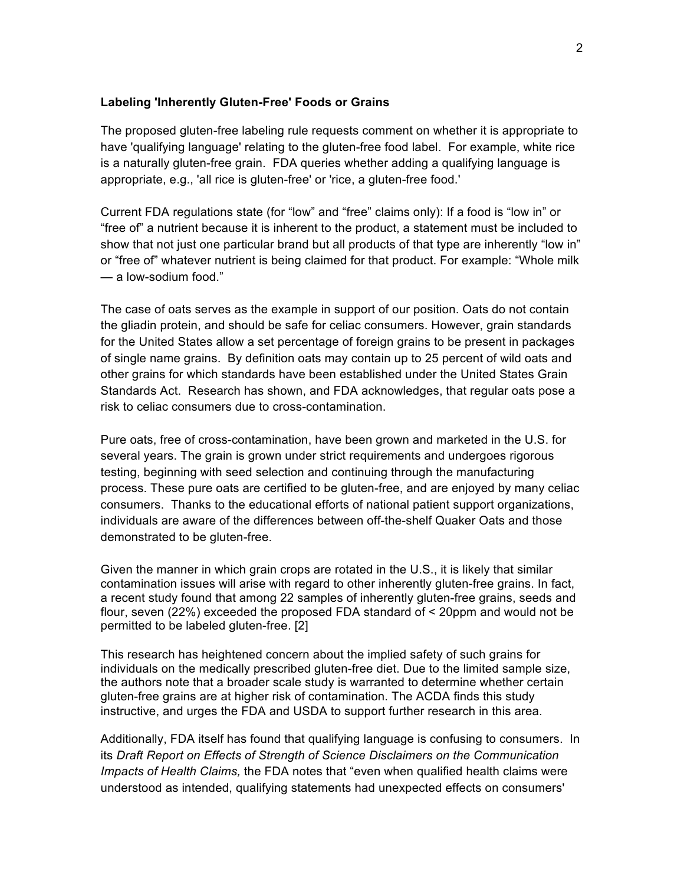**Labeling 'Inherently Gluten-Free' Foods or Grains**

The proposed gluten-free labeling rule requests comment on whether it is appropriate to have 'qualifying language' relating to the gluten-free food label. For example, white rice is a naturally gluten-free grain. FDA queries whether adding a qualifying language is appropriate, e.g., 'all rice is gluten-free' or 'rice, a gluten-free food.'

Current FDA regulations state (for "low" and "free" claims only): If a food is "low in" or "free of" a nutrient because it is inherent to the product, a statement must be included to show that not just one particular brand but all products of that type are inherently "low in" or "free of" whatever nutrient is being claimed for that product. For example: "Whole milk — a low-sodium food."

The case of oats serves as the example in support of our position. Oats do not contain the gliadin protein, and should be safe for celiac consumers. However, grain standards for the United States allow a set percentage of foreign grains to be present in packages of single name grains. By definition oats may contain up to 25 percent of wild oats and other grains for which standards have been established under the United States Grain Standards Act. Research has shown, and FDA acknowledges, that regular oats pose a risk to celiac consumers due to cross-contamination.

Pure oats, free of cross-contamination, have been grown and marketed in the U.S. for several years. The grain is grown under strict requirements and undergoes rigorous testing, beginning with seed selection and continuing through the manufacturing process. These pure oats are certified to be gluten-free, and are enjoyed by many celiac consumers. Thanks to the educational efforts of national patient support organizations, individuals are aware of the differences between off-the-shelf Quaker Oats and those demonstrated to be gluten-free.

Given the manner in which grain crops are rotated in the U.S., it is likely that similar contamination issues will arise with regard to other inherently gluten-free grains. In fact, a recent study found that among 22 samples of inherently gluten-free grains, seeds and flour, seven (22%) exceeded the proposed FDA standard of < 20ppm and would not be permitted to be labeled gluten-free. [2]

This research has heightened concern about the implied safety of such grains for individuals on the medically prescribed gluten-free diet. Due to the limited sample size, the authors note that a broader scale study is warranted to determine whether certain gluten-free grains are at higher risk of contamination. The ACDA finds this study instructive, and urges the FDA and USDA to support further research in this area.

Additionally, FDA itself has found that qualifying language is confusing to consumers. In its *Draft Report on Effects of Strength of Science Disclaimers on the Communication Impacts of Health Claims,* the FDA notes that "even when qualified health claims were understood as intended, qualifying statements had unexpected effects on consumers'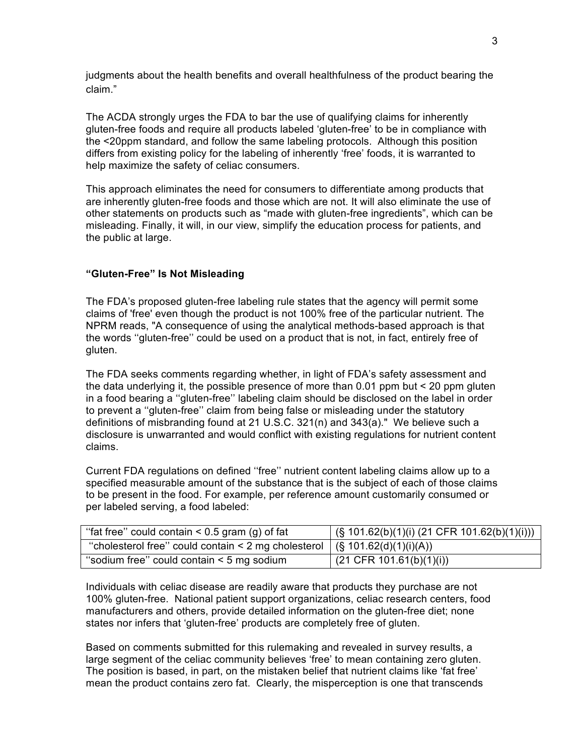judgments about the health benefits and overall healthfulness of the product bearing the claim."

The ACDA strongly urges the FDA to bar the use of qualifying claims for inherently gluten-free foods and require all products labeled 'gluten-free' to be in compliance with the <20ppm standard, and follow the same labeling protocols. Although this position differs from existing policy for the labeling of inherently 'free' foods, it is warranted to help maximize the safety of celiac consumers.

This approach eliminates the need for consumers to differentiate among products that are inherently gluten-free foods and those which are not. It will also eliminate the use of other statements on products such as "made with gluten-free ingredients", which can be misleading. Finally, it will, in our view, simplify the education process for patients, and the public at large.

### "Gluten-Free" Is Not Misleading

The FDA's proposed gluten-free labeling rule states that the agency will permit some claims of 'free' even though the product is not 100% free of the particular nutrient. The NPRM reads, "A consequence of using the analytical methods-based approach is that the words ''gluten-free'' could be used on a product that is not, in fact, entirely free of gluten.

The FDA seeks comments regarding whether, in light of FDA's safety assessment and the data underlying it, the possible presence of more than 0.01 ppm but < 20 ppm gluten in a food bearing a ''gluten-free'' labeling claim should be disclosed on the label in order to prevent a ''gluten-free'' claim from being false or misleading under the statutory definitions of misbranding found at 21 U.S.C. 321(n) and 343(a)." We believe such a disclosure is unwarranted and would conflict with existing regulations for nutrient content claims.

Current FDA regulations on defined ''free'' nutrient content labeling claims allow up to a specified measurable amount of the substance that is the subject of each of those claims to be present in the food. For example, per reference amount customarily consumed or per labeled serving, a food labeled:

| | |
|---|---|
| ''fat free'' could contain < 0.5 gram (g) of fat | (§ 101.62(b)(1)(i) (21 CFR 101.62(b)(1)(i))) |
| ''cholesterol free'' could contain < 2 mg cholesterol | (§ 101.62(d)(1)(i)(A)) |
| ''sodium free'' could contain < 5 mg sodium | (21 CFR 101.61(b)(1)(i)) |

Individuals with celiac disease are readily aware that products they purchase are not 100% gluten-free. National patient support organizations, celiac research centers, food manufacturers and others, provide detailed information on the gluten-free diet; none states nor infers that 'gluten-free' products are completely free of gluten.

Based on comments submitted for this rulemaking and revealed in survey results, a large segment of the celiac community believes 'free' to mean containing zero gluten. The position is based, in part, on the mistaken belief that nutrient claims like 'fat free' mean the product contains zero fat. Clearly, the misperception is one that transcends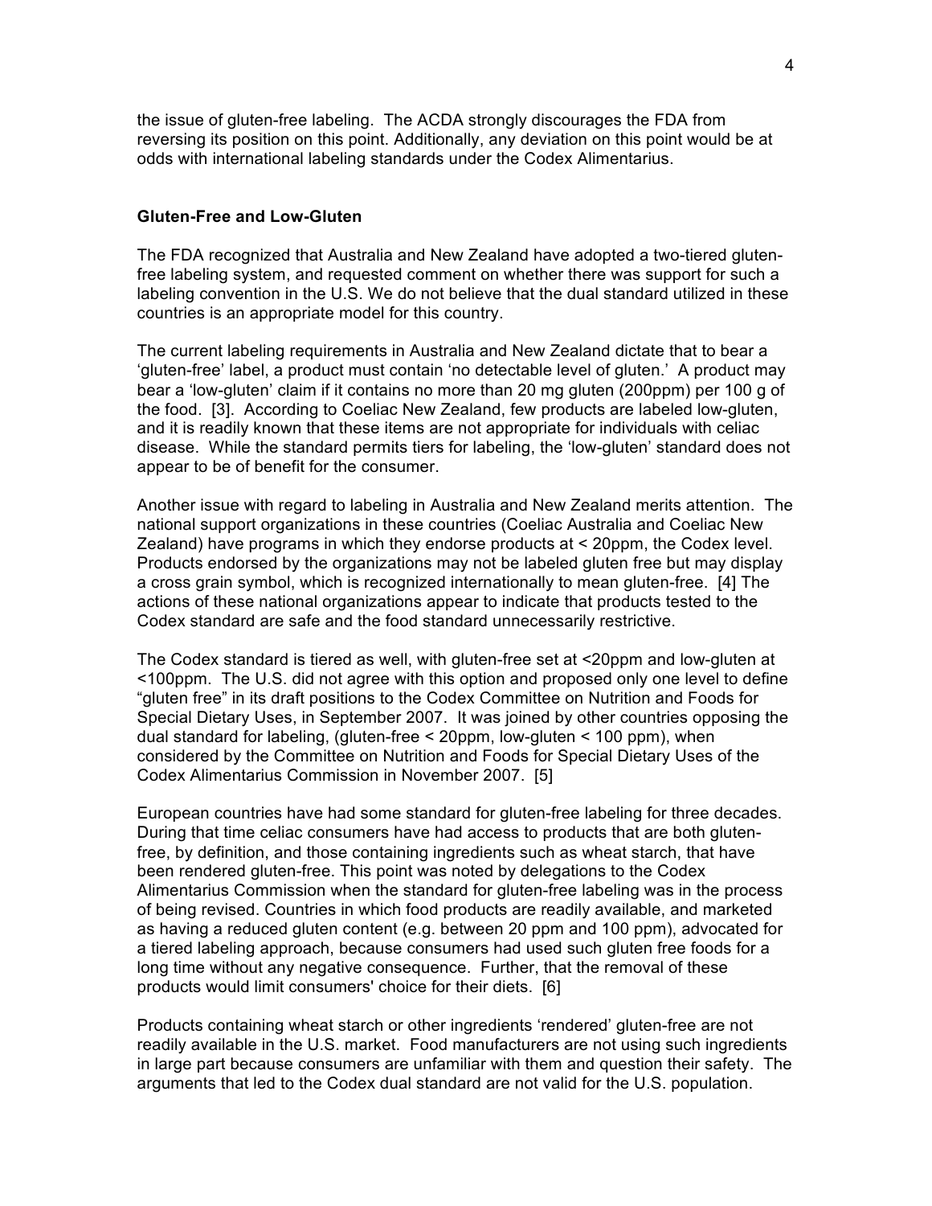the issue of gluten-free labeling. The ACDA strongly discourages the FDA from reversing its position on this point. Additionally, any deviation on this point would be at odds with international labeling standards under the Codex Alimentarius.

**Gluten-Free and Low-Gluten**

The FDA recognized that Australia and New Zealand have adopted a two-tiered gluten-free labeling system, and requested comment on whether there was support for such a labeling convention in the U.S. We do not believe that the dual standard utilized in these countries is an appropriate model for this country.

The current labeling requirements in Australia and New Zealand dictate that to bear a 'gluten-free' label, a product must contain 'no detectable level of gluten.' A product may bear a 'low-gluten' claim if it contains no more than 20 mg gluten (200ppm) per 100 g of the food. [3]. According to Coeliac New Zealand, few products are labeled low-gluten, and it is readily known that these items are not appropriate for individuals with celiac disease. While the standard permits tiers for labeling, the 'low-gluten' standard does not appear to be of benefit for the consumer.

Another issue with regard to labeling in Australia and New Zealand merits attention. The national support organizations in these countries (Coeliac Australia and Coeliac New Zealand) have programs in which they endorse products at < 20ppm, the Codex level. Products endorsed by the organizations may not be labeled gluten free but may display a cross grain symbol, which is recognized internationally to mean gluten-free. [4] The actions of these national organizations appear to indicate that products tested to the Codex standard are safe and the food standard unnecessarily restrictive.

The Codex standard is tiered as well, with gluten-free set at <20ppm and low-gluten at <100ppm. The U.S. did not agree with this option and proposed only one level to define "gluten free" in its draft positions to the Codex Committee on Nutrition and Foods for Special Dietary Uses, in September 2007. It was joined by other countries opposing the dual standard for labeling, (gluten-free < 20ppm, low-gluten < 100 ppm), when considered by the Committee on Nutrition and Foods for Special Dietary Uses of the Codex Alimentarius Commission in November 2007. [5]

European countries have had some standard for gluten-free labeling for three decades. During that time celiac consumers have had access to products that are both gluten-free, by definition, and those containing ingredients such as wheat starch, that have been rendered gluten-free. This point was noted by delegations to the Codex Alimentarius Commission when the standard for gluten-free labeling was in the process of being revised. Countries in which food products are readily available, and marketed as having a reduced gluten content (e.g. between 20 ppm and 100 ppm), advocated for a tiered labeling approach, because consumers had used such gluten free foods for a long time without any negative consequence. Further, that the removal of these products would limit consumers' choice for their diets. [6]

Products containing wheat starch or other ingredients 'rendered' gluten-free are not readily available in the U.S. market. Food manufacturers are not using such ingredients in large part because consumers are unfamiliar with them and question their safety. The arguments that led to the Codex dual standard are not valid for the U.S. population.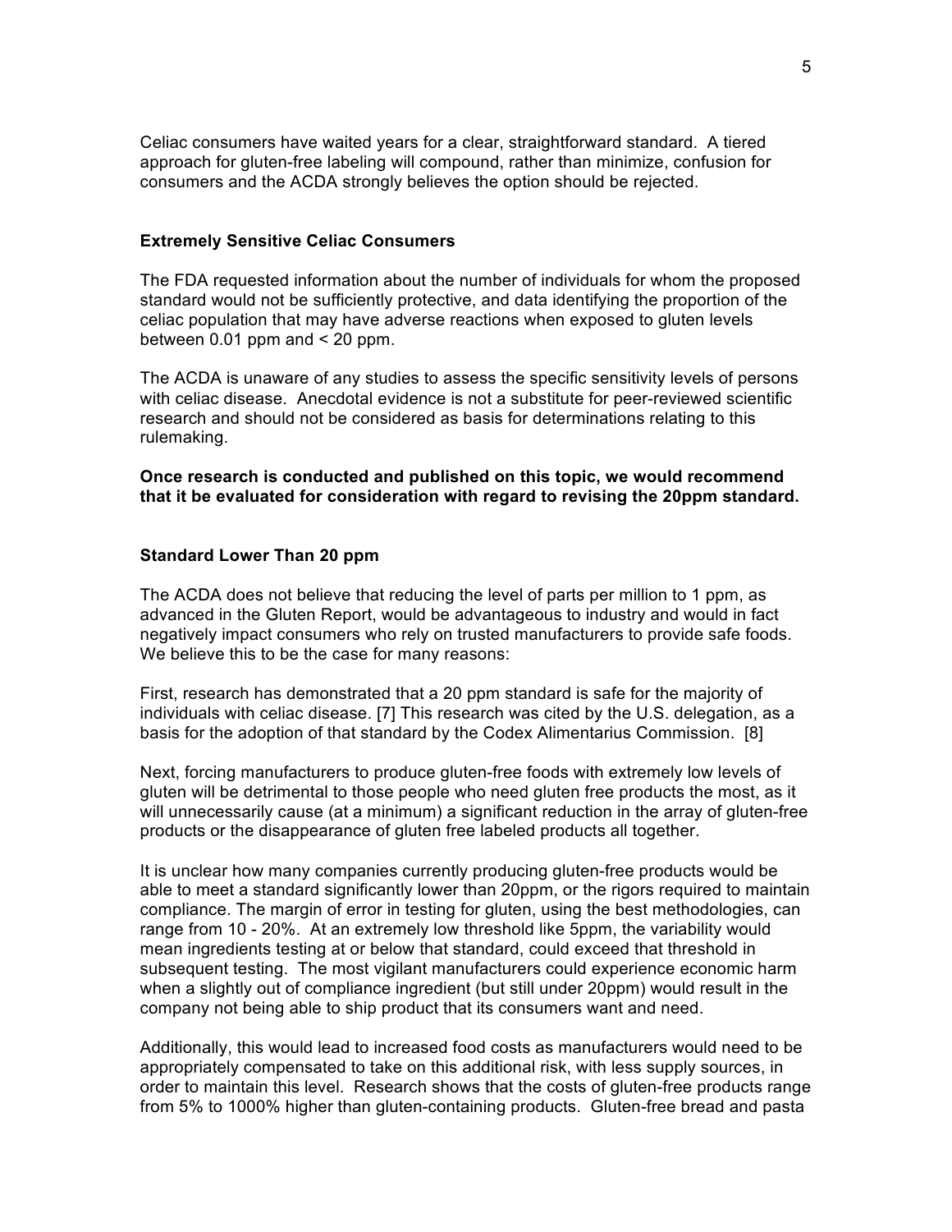Celiac consumers have waited years for a clear, straightforward standard. A tiered approach for gluten-free labeling will compound, rather than minimize, confusion for consumers and the ACDA strongly believes the option should be rejected.

**Extremely Sensitive Celiac Consumers**

The FDA requested information about the number of individuals for whom the proposed standard would not be sufficiently protective, and data identifying the proportion of the celiac population that may have adverse reactions when exposed to gluten levels between 0.01 ppm and < 20 ppm.

The ACDA is unaware of any studies to assess the specific sensitivity levels of persons with celiac disease. Anecdotal evidence is not a substitute for peer-reviewed scientific research and should not be considered as basis for determinations relating to this rulemaking.

**Once research is conducted and published on this topic, we would recommend that it be evaluated for consideration with regard to revising the 20ppm standard.**

**Standard Lower Than 20 ppm**

The ACDA does not believe that reducing the level of parts per million to 1 ppm, as advanced in the Gluten Report, would be advantageous to industry and would in fact negatively impact consumers who rely on trusted manufacturers to provide safe foods. We believe this to be the case for many reasons:

First, research has demonstrated that a 20 ppm standard is safe for the majority of individuals with celiac disease. [7] This research was cited by the U.S. delegation, as a basis for the adoption of that standard by the Codex Alimentarius Commission. [8]

Next, forcing manufacturers to produce gluten-free foods with extremely low levels of gluten will be detrimental to those people who need gluten free products the most, as it will unnecessarily cause (at a minimum) a significant reduction in the array of gluten-free products or the disappearance of gluten free labeled products all together.

It is unclear how many companies currently producing gluten-free products would be able to meet a standard significantly lower than 20ppm, or the rigors required to maintain compliance. The margin of error in testing for gluten, using the best methodologies, can range from 10 - 20%. At an extremely low threshold like 5ppm, the variability would mean ingredients testing at or below that standard, could exceed that threshold in subsequent testing. The most vigilant manufacturers could experience economic harm when a slightly out of compliance ingredient (but still under 20ppm) would result in the company not being able to ship product that its consumers want and need.

Additionally, this would lead to increased food costs as manufacturers would need to be appropriately compensated to take on this additional risk, with less supply sources, in order to maintain this level. Research shows that the costs of gluten-free products range from 5% to 1000% higher than gluten-containing products. Gluten-free bread and pasta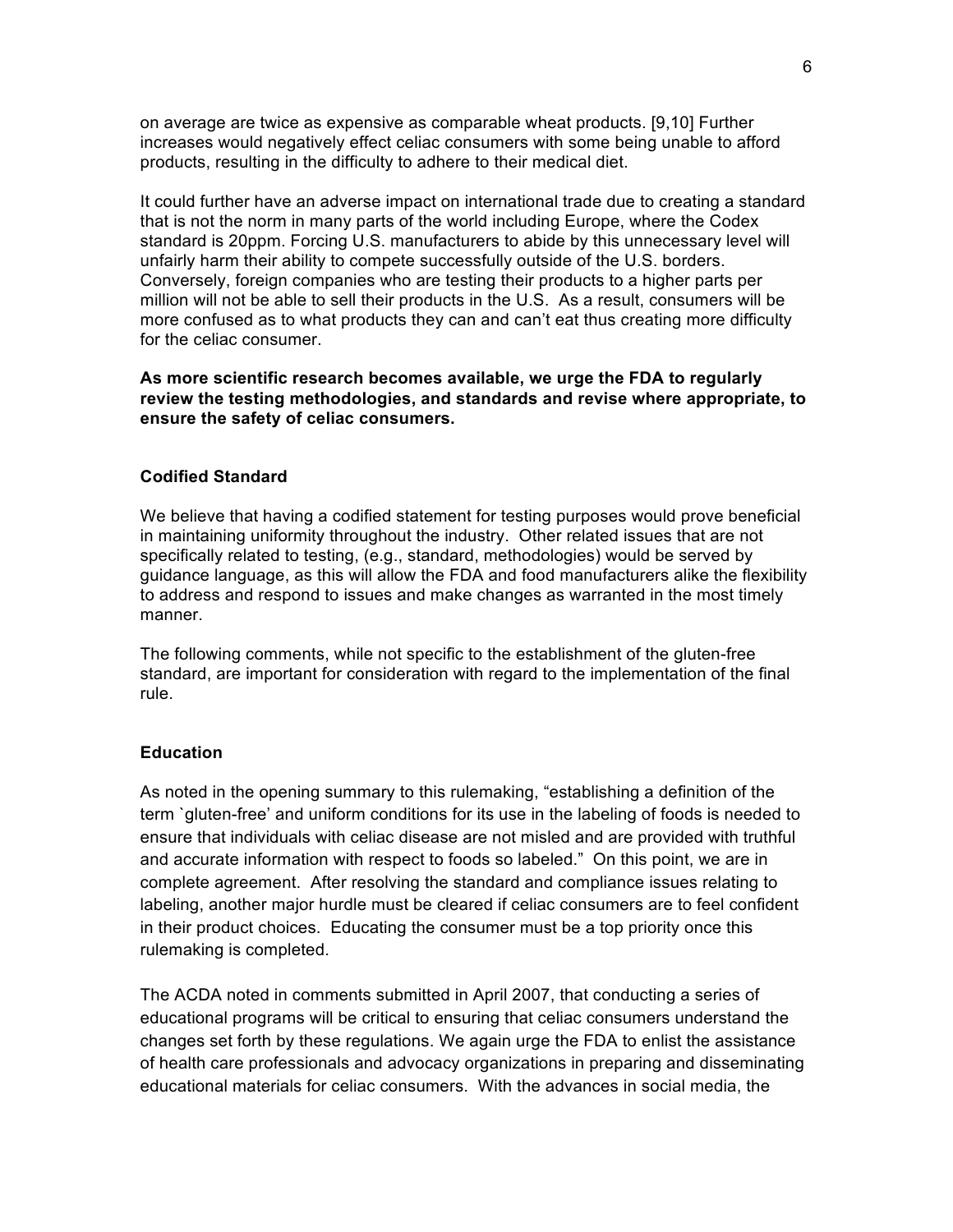on average are twice as expensive as comparable wheat products. [9,10] Further increases would negatively effect celiac consumers with some being unable to afford products, resulting in the difficulty to adhere to their medical diet.

It could further have an adverse impact on international trade due to creating a standard that is not the norm in many parts of the world including Europe, where the Codex standard is 20ppm. Forcing U.S. manufacturers to abide by this unnecessary level will unfairly harm their ability to compete successfully outside of the U.S. borders. Conversely, foreign companies who are testing their products to a higher parts per million will not be able to sell their products in the U.S. As a result, consumers will be more confused as to what products they can and can't eat thus creating more difficulty for the celiac consumer.

**As more scientific research becomes available, we urge the FDA to regularly review the testing methodologies, and standards and revise where appropriate, to ensure the safety of celiac consumers.**

### Codified Standard

We believe that having a codified statement for testing purposes would prove beneficial in maintaining uniformity throughout the industry. Other related issues that are not specifically related to testing, (e.g., standard, methodologies) would be served by guidance language, as this will allow the FDA and food manufacturers alike the flexibility to address and respond to issues and make changes as warranted in the most timely manner.

The following comments, while not specific to the establishment of the gluten-free standard, are important for consideration with regard to the implementation of the final rule.

### Education

As noted in the opening summary to this rulemaking, "establishing a definition of the term `gluten-free' and uniform conditions for its use in the labeling of foods is needed to ensure that individuals with celiac disease are not misled and are provided with truthful and accurate information with respect to foods so labeled." On this point, we are in complete agreement. After resolving the standard and compliance issues relating to labeling, another major hurdle must be cleared if celiac consumers are to feel confident in their product choices. Educating the consumer must be a top priority once this rulemaking is completed.

The ACDA noted in comments submitted in April 2007, that conducting a series of educational programs will be critical to ensuring that celiac consumers understand the changes set forth by these regulations. We again urge the FDA to enlist the assistance of health care professionals and advocacy organizations in preparing and disseminating educational materials for celiac consumers. With the advances in social media, the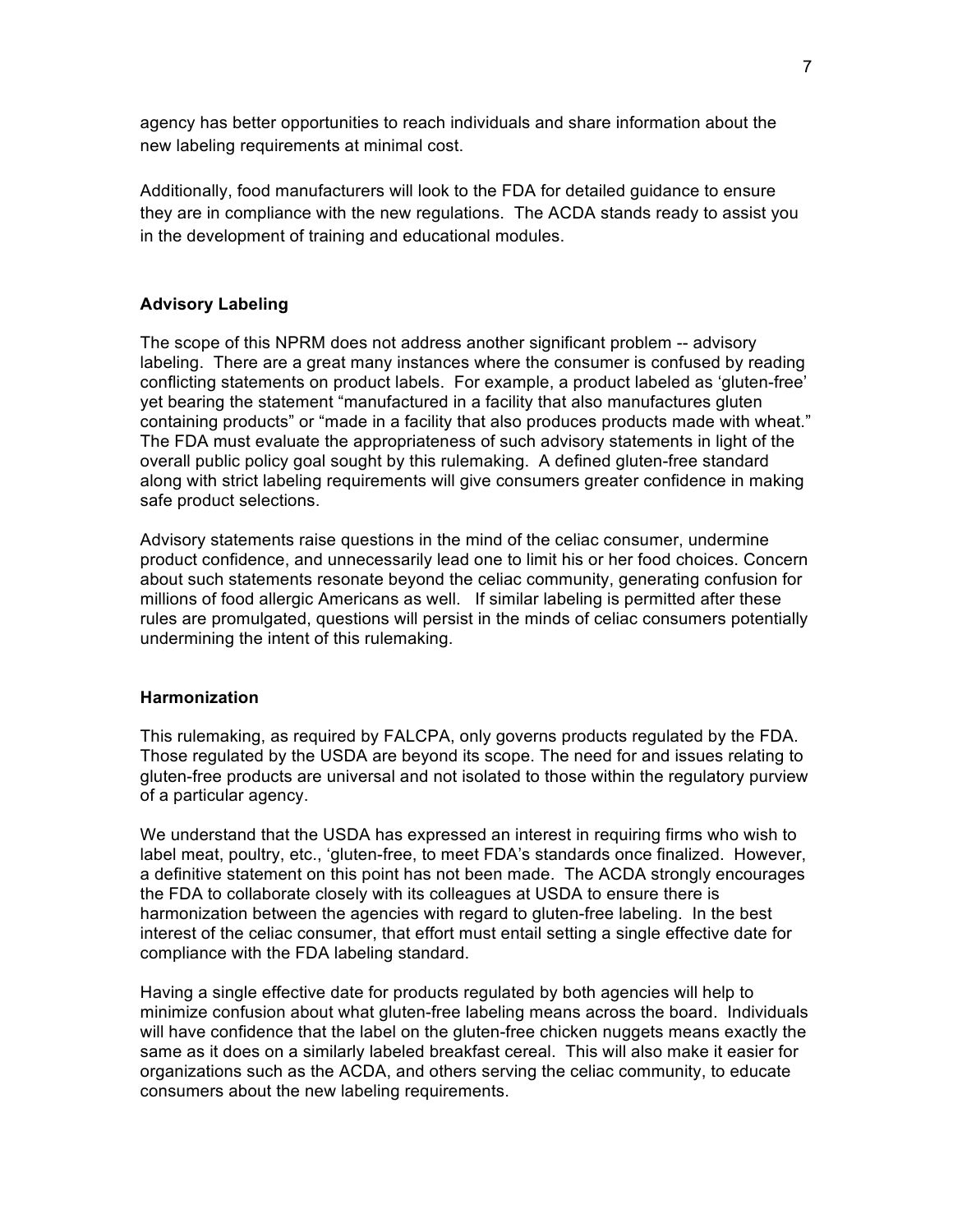agency has better opportunities to reach individuals and share information about the new labeling requirements at minimal cost.

Additionally, food manufacturers will look to the FDA for detailed guidance to ensure they are in compliance with the new regulations. The ACDA stands ready to assist you in the development of training and educational modules.

**Advisory Labeling**

The scope of this NPRM does not address another significant problem -- advisory labeling. There are a great many instances where the consumer is confused by reading conflicting statements on product labels. For example, a product labeled as 'gluten-free' yet bearing the statement "manufactured in a facility that also manufactures gluten containing products" or "made in a facility that also produces products made with wheat." The FDA must evaluate the appropriateness of such advisory statements in light of the overall public policy goal sought by this rulemaking. A defined gluten-free standard along with strict labeling requirements will give consumers greater confidence in making safe product selections.

Advisory statements raise questions in the mind of the celiac consumer, undermine product confidence, and unnecessarily lead one to limit his or her food choices. Concern about such statements resonate beyond the celiac community, generating confusion for millions of food allergic Americans as well. If similar labeling is permitted after these rules are promulgated, questions will persist in the minds of celiac consumers potentially undermining the intent of this rulemaking.

**Harmonization**

This rulemaking, as required by FALCPA, only governs products regulated by the FDA. Those regulated by the USDA are beyond its scope. The need for and issues relating to gluten-free products are universal and not isolated to those within the regulatory purview of a particular agency.

We understand that the USDA has expressed an interest in requiring firms who wish to label meat, poultry, etc., 'gluten-free, to meet FDA's standards once finalized. However, a definitive statement on this point has not been made. The ACDA strongly encourages the FDA to collaborate closely with its colleagues at USDA to ensure there is harmonization between the agencies with regard to gluten-free labeling. In the best interest of the celiac consumer, that effort must entail setting a single effective date for compliance with the FDA labeling standard.

Having a single effective date for products regulated by both agencies will help to minimize confusion about what gluten-free labeling means across the board. Individuals will have confidence that the label on the gluten-free chicken nuggets means exactly the same as it does on a similarly labeled breakfast cereal. This will also make it easier for organizations such as the ACDA, and others serving the celiac community, to educate consumers about the new labeling requirements.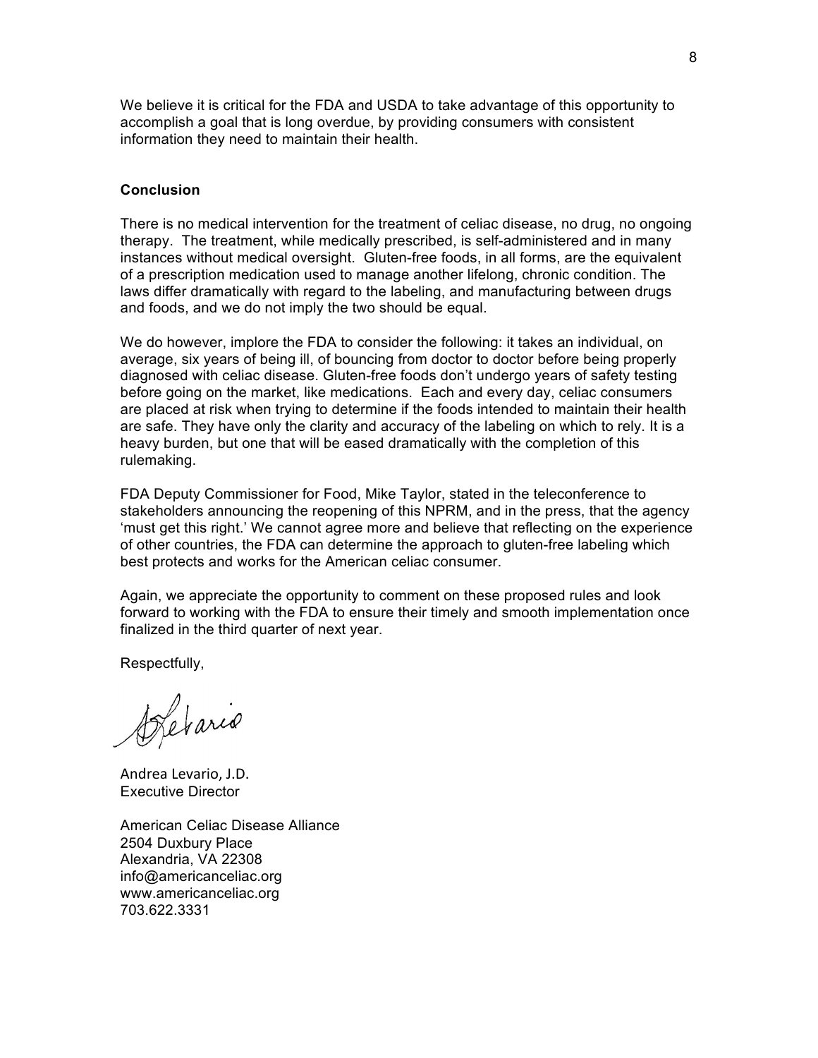We believe it is critical for the FDA and USDA to take advantage of this opportunity to accomplish a goal that is long overdue, by providing consumers with consistent information they need to maintain their health.

**Conclusion**

There is no medical intervention for the treatment of celiac disease, no drug, no ongoing therapy. The treatment, while medically prescribed, is self-administered and in many instances without medical oversight. Gluten-free foods, in all forms, are the equivalent of a prescription medication used to manage another lifelong, chronic condition. The laws differ dramatically with regard to the labeling, and manufacturing between drugs and foods, and we do not imply the two should be equal.

We do however, implore the FDA to consider the following: it takes an individual, on average, six years of being ill, of bouncing from doctor to doctor before being properly diagnosed with celiac disease. Gluten-free foods don't undergo years of safety testing before going on the market, like medications. Each and every day, celiac consumers are placed at risk when trying to determine if the foods intended to maintain their health are safe. They have only the clarity and accuracy of the labeling on which to rely. It is a heavy burden, but one that will be eased dramatically with the completion of this rulemaking.

FDA Deputy Commissioner for Food, Mike Taylor, stated in the teleconference to stakeholders announcing the reopening of this NPRM, and in the press, that the agency 'must get this right.' We cannot agree more and believe that reflecting on the experience of other countries, the FDA can determine the approach to gluten-free labeling which best protects and works for the American celiac consumer.

Again, we appreciate the opportunity to comment on these proposed rules and look forward to working with the FDA to ensure their timely and smooth implementation once finalized in the third quarter of next year.

Respectfully,

Andrea Levario, J.D.
Executive Director

American Celiac Disease Alliance
2504 Duxbury Place
Alexandria, VA 22308
info@americanceliac.org
www.americanceliac.org
703.622.3331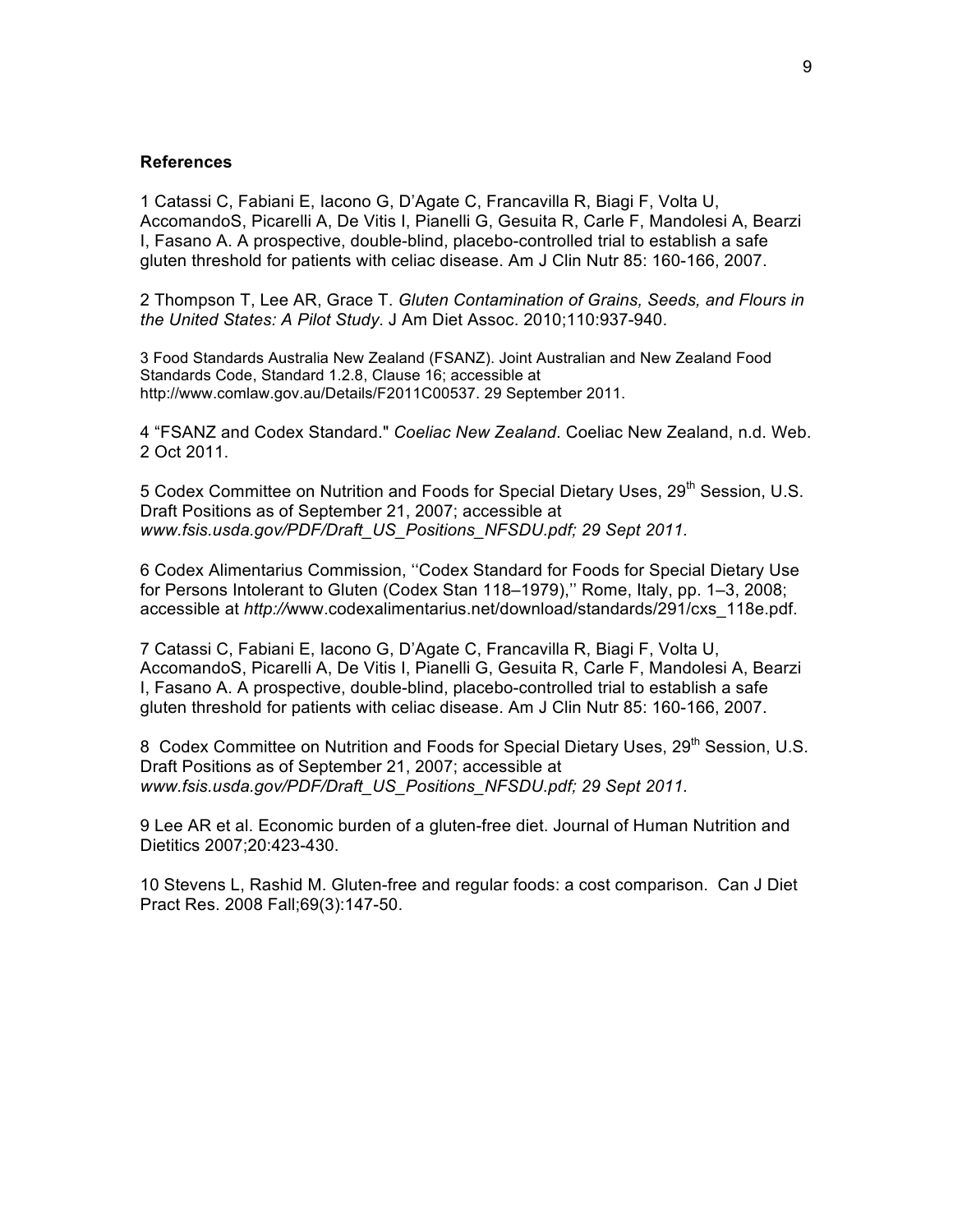**References**

1 Catassi C, Fabiani E, Iacono G, D'Agate C, Francavilla R, Biagi F, Volta U, AccomandoS, Picarelli A, De Vitis I, Pianelli G, Gesuita R, Carle F, Mandolesi A, Bearzi I, Fasano A. A prospective, double-blind, placebo-controlled trial to establish a safe gluten threshold for patients with celiac disease. Am J Clin Nutr 85: 160-166, 2007.

2 Thompson T, Lee AR, Grace T. *Gluten Contamination of Grains, Seeds, and Flours in the United States: A Pilot Study*. J Am Diet Assoc. 2010;110:937-940.

3 Food Standards Australia New Zealand (FSANZ). Joint Australian and New Zealand Food Standards Code, Standard 1.2.8, Clause 16; accessible at http://www.comlaw.gov.au/Details/F2011C00537. 29 September 2011.

4 "FSANZ and Codex Standard." *Coeliac New Zealand*. Coeliac New Zealand, n.d. Web. 2 Oct 2011.

5 Codex Committee on Nutrition and Foods for Special Dietary Uses, 29th Session, U.S. Draft Positions as of September 21, 2007; accessible at *www.fsis.usda.gov/PDF/Draft_US_Positions_NFSDU.pdf; 29 Sept 2011.*

6 Codex Alimentarius Commission, ''Codex Standard for Foods for Special Dietary Use for Persons Intolerant to Gluten (Codex Stan 118–1979),'' Rome, Italy, pp. 1–3, 2008; accessible at *http://*www.codexalimentarius.net/download/standards/291/cxs_118e.pdf.

7 Catassi C, Fabiani E, Iacono G, D'Agate C, Francavilla R, Biagi F, Volta U, AccomandoS, Picarelli A, De Vitis I, Pianelli G, Gesuita R, Carle F, Mandolesi A, Bearzi I, Fasano A. A prospective, double-blind, placebo-controlled trial to establish a safe gluten threshold for patients with celiac disease. Am J Clin Nutr 85: 160-166, 2007.

8 Codex Committee on Nutrition and Foods for Special Dietary Uses, 29th Session, U.S. Draft Positions as of September 21, 2007; accessible at *www.fsis.usda.gov/PDF/Draft_US_Positions_NFSDU.pdf; 29 Sept 2011.*

9 Lee AR et al. Economic burden of a gluten-free diet. Journal of Human Nutrition and Dietitics 2007;20:423-430.

10 Stevens L, Rashid M. Gluten-free and regular foods: a cost comparison. Can J Diet Pract Res. 2008 Fall;69(3):147-50.